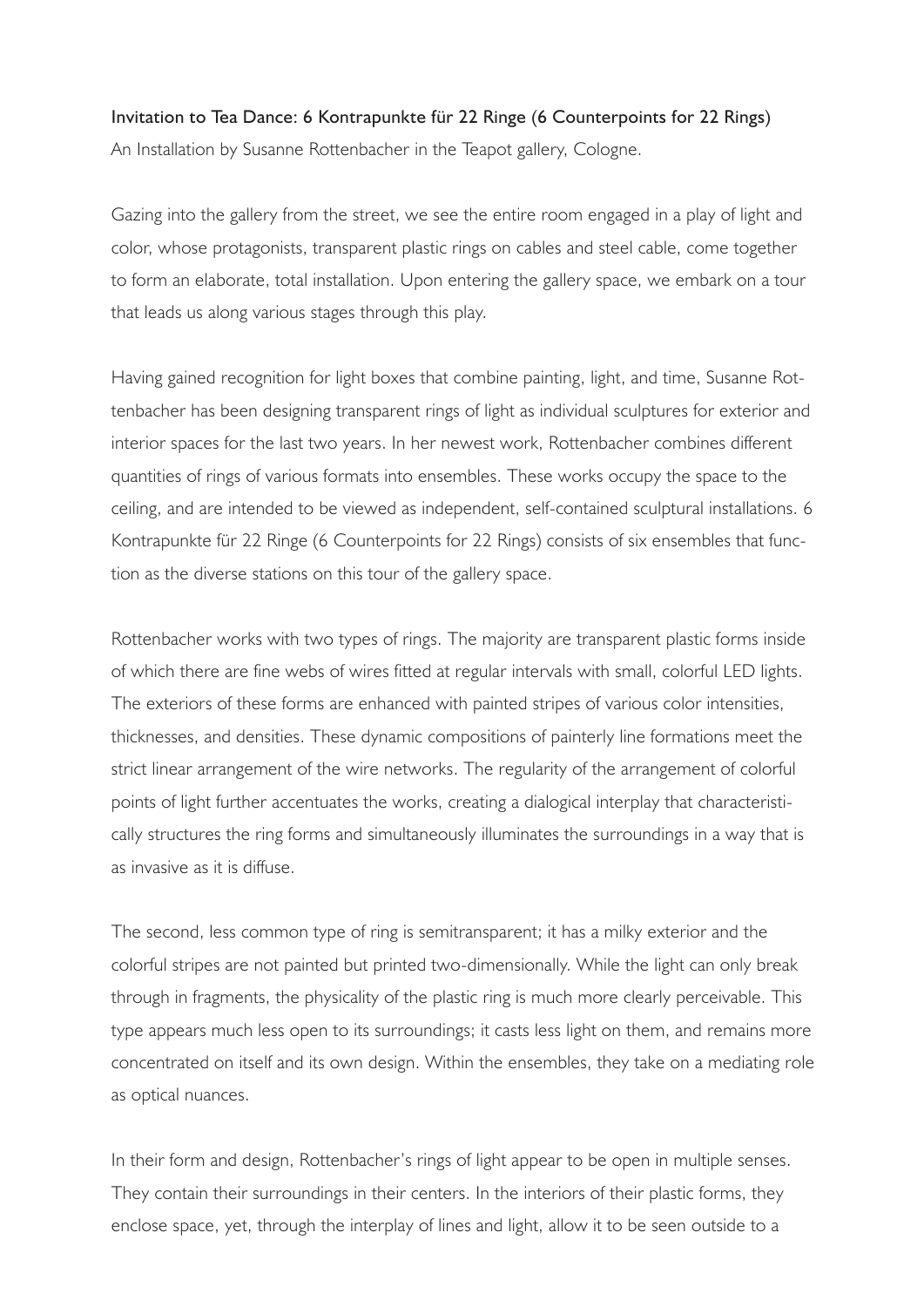Invitation to Tea Dance: 6 Kontrapunkte für 22 Ringe (6 Counterpoints for 22 Rings)

An Installation by Susanne Rottenbacher in the Teapot gallery, Cologne.

Gazing into the gallery from the street, we see the entire room engaged in a play of light and color, whose protagonists, transparent plastic rings on cables and steel cable, come together to form an elaborate, total installation. Upon entering the gallery space, we embark on a tour that leads us along various stages through this play.

Having gained recognition for light boxes that combine painting, light, and time, Susanne Rottenbacher has been designing transparent rings of light as individual sculptures for exterior and interior spaces for the last two years. In her newest work, Rottenbacher combines different quantities of rings of various formats into ensembles. These works occupy the space to the ceiling, and are intended to be viewed as independent, self-contained sculptural installations. 6 Kontrapunkte für 22 Ringe (6 Counterpoints for 22 Rings) consists of six ensembles that function as the diverse stations on this tour of the gallery space.

Rottenbacher works with two types of rings. The majority are transparent plastic forms inside of which there are fine webs of wires fitted at regular intervals with small, colorful LED lights. The exteriors of these forms are enhanced with painted stripes of various color intensities, thicknesses, and densities. These dynamic compositions of painterly line formations meet the strict linear arrangement of the wire networks. The regularity of the arrangement of colorful points of light further accentuates the works, creating a dialogical interplay that characteristically structures the ring forms and simultaneously illuminates the surroundings in a way that is as invasive as it is diffuse.

The second, less common type of ring is semitransparent; it has a milky exterior and the colorful stripes are not painted but printed two-dimensionally. While the light can only break through in fragments, the physicality of the plastic ring is much more clearly perceivable. This type appears much less open to its surroundings; it casts less light on them, and remains more concentrated on itself and its own design. Within the ensembles, they take on a mediating role as optical nuances.

In their form and design, Rottenbacher's rings of light appear to be open in multiple senses. They contain their surroundings in their centers. In the interiors of their plastic forms, they enclose space, yet, through the interplay of lines and light, allow it to be seen outside to a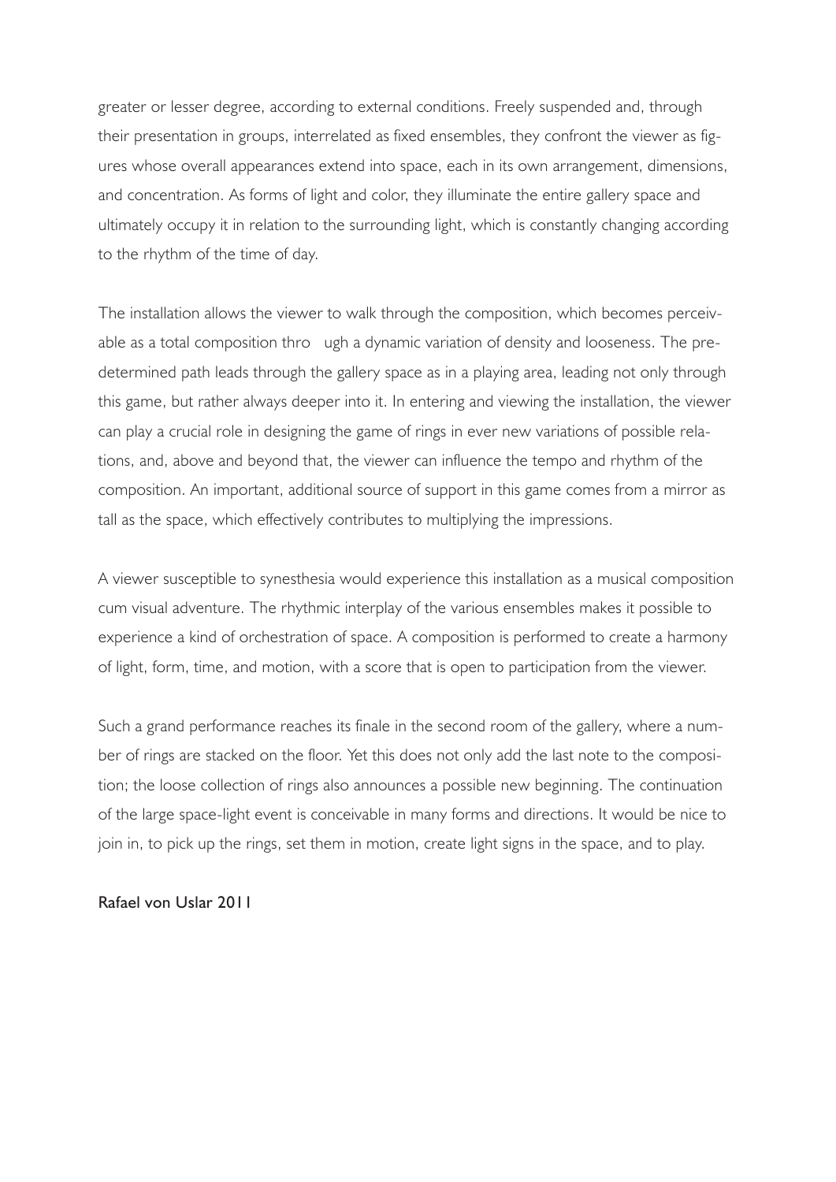greater or lesser degree, according to external conditions. Freely suspended and, through their presentation in groups, interrelated as fixed ensembles, they confront the viewer as figures whose overall appearances extend into space, each in its own arrangement, dimensions, and concentration. As forms of light and color, they illuminate the entire gallery space and ultimately occupy it in relation to the surrounding light, which is constantly changing according to the rhythm of the time of day.

The installation allows the viewer to walk through the composition, which becomes perceivable as a total composition thro ugh a dynamic variation of density and looseness. The predetermined path leads through the gallery space as in a playing area, leading not only through this game, but rather always deeper into it. In entering and viewing the installation, the viewer can play a crucial role in designing the game of rings in ever new variations of possible relations, and, above and beyond that, the viewer can influence the tempo and rhythm of the composition. An important, additional source of support in this game comes from a mirror as tall as the space, which effectively contributes to multiplying the impressions.

A viewer susceptible to synesthesia would experience this installation as a musical composition cum visual adventure. The rhythmic interplay of the various ensembles makes it possible to experience a kind of orchestration of space. A composition is performed to create a harmony of light, form, time, and motion, with a score that is open to participation from the viewer.

Such a grand performance reaches its finale in the second room of the gallery, where a number of rings are stacked on the floor. Yet this does not only add the last note to the composition; the loose collection of rings also announces a possible new beginning. The continuation of the large space-light event is conceivable in many forms and directions. It would be nice to join in, to pick up the rings, set them in motion, create light signs in the space, and to play.

Rafael von Uslar 2011